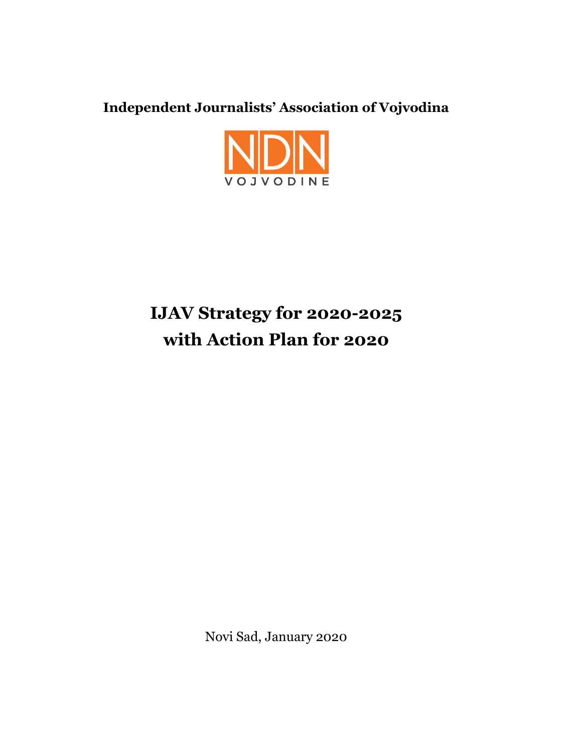**Independent Journalists' Association of Vojvodina**

NDN
VOJVODINE

# IJAV Strategy for 2020-2025 with Action Plan for 2020

Novi Sad, January 2020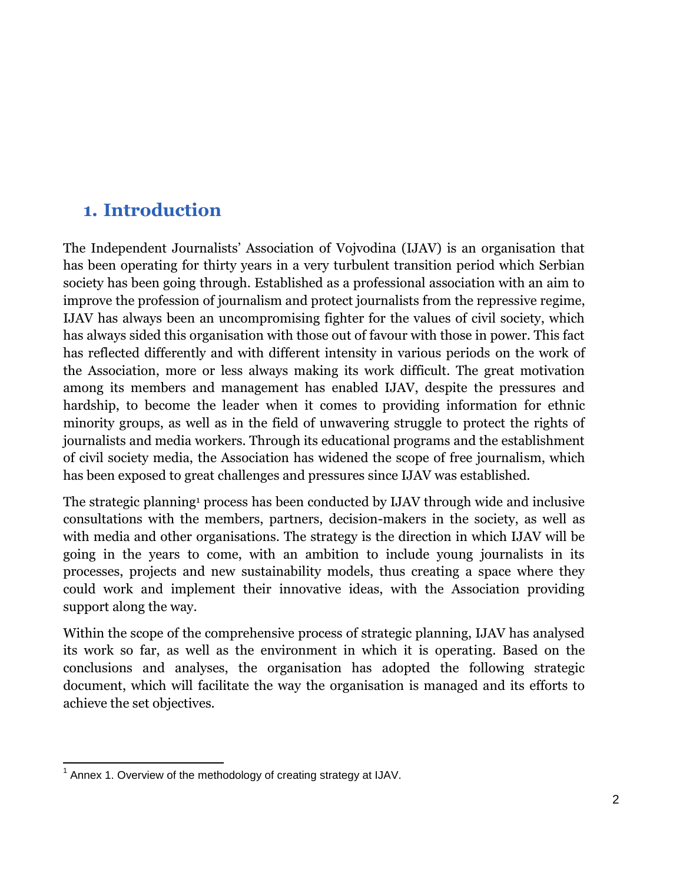# 1. Introduction

The Independent Journalists' Association of Vojvodina (IJAV) is an organisation that has been operating for thirty years in a very turbulent transition period which Serbian society has been going through. Established as a professional association with an aim to improve the profession of journalism and protect journalists from the repressive regime, IJAV has always been an uncompromising fighter for the values of civil society, which has always sided this organisation with those out of favour with those in power. This fact has reflected differently and with different intensity in various periods on the work of the Association, more or less always making its work difficult. The great motivation among its members and management has enabled IJAV, despite the pressures and hardship, to become the leader when it comes to providing information for ethnic minority groups, as well as in the field of unwavering struggle to protect the rights of journalists and media workers. Through its educational programs and the establishment of civil society media, the Association has widened the scope of free journalism, which has been exposed to great challenges and pressures since IJAV was established.

The strategic planning[1] process has been conducted by IJAV through wide and inclusive consultations with the members, partners, decision-makers in the society, as well as with media and other organisations. The strategy is the direction in which IJAV will be going in the years to come, with an ambition to include young journalists in its processes, projects and new sustainability models, thus creating a space where they could work and implement their innovative ideas, with the Association providing support along the way.

Within the scope of the comprehensive process of strategic planning, IJAV has analysed its work so far, as well as the environment in which it is operating. Based on the conclusions and analyses, the organisation has adopted the following strategic document, which will facilitate the way the organisation is managed and its efforts to achieve the set objectives.

[1] Annex 1. Overview of the methodology of creating strategy at IJAV.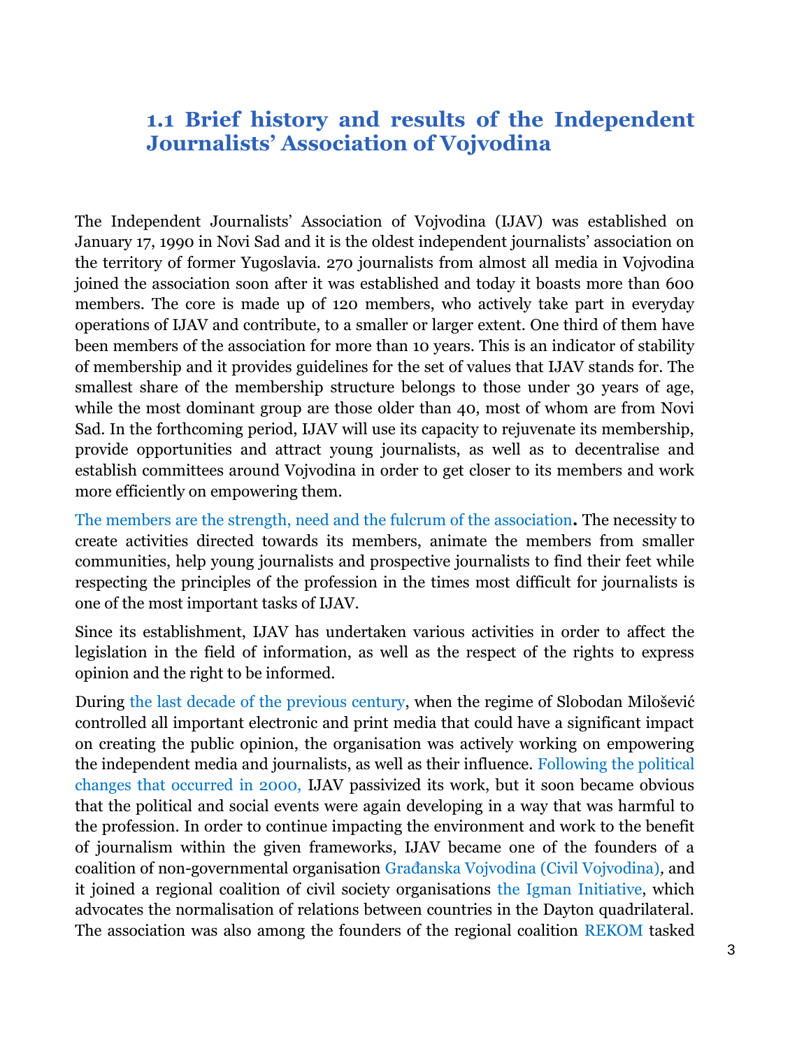## 1.1 Brief history and results of the Independent Journalists' Association of Vojvodina

The Independent Journalists' Association of Vojvodina (IJAV) was established on January 17, 1990 in Novi Sad and it is the oldest independent journalists' association on the territory of former Yugoslavia. 270 journalists from almost all media in Vojvodina joined the association soon after it was established and today it boasts more than 600 members. The core is made up of 120 members, who actively take part in everyday operations of IJAV and contribute, to a smaller or larger extent. One third of them have been members of the association for more than 10 years. This is an indicator of stability of membership and it provides guidelines for the set of values that IJAV stands for. The smallest share of the membership structure belongs to those under 30 years of age, while the most dominant group are those older than 40, most of whom are from Novi Sad. In the forthcoming period, IJAV will use its capacity to rejuvenate its membership, provide opportunities and attract young journalists, as well as to decentralise and establish committees around Vojvodina in order to get closer to its members and work more efficiently on empowering them.

The members are the strength, need and the fulcrum of the association**.** The necessity to create activities directed towards its members, animate the members from smaller communities, help young journalists and prospective journalists to find their feet while respecting the principles of the profession in the times most difficult for journalists is one of the most important tasks of IJAV.

Since its establishment, IJAV has undertaken various activities in order to affect the legislation in the field of information, as well as the respect of the rights to express opinion and the right to be informed.

During the last decade of the previous century, when the regime of Slobodan Milošević controlled all important electronic and print media that could have a significant impact on creating the public opinion, the organisation was actively working on empowering the independent media and journalists, as well as their influence. Following the political changes that occurred in 2000, IJAV passivized its work, but it soon became obvious that the political and social events were again developing in a way that was harmful to the profession. In order to continue impacting the environment and work to the benefit of journalism within the given frameworks, IJAV became one of the founders of a coalition of non-governmental organisation Građanska Vojvodina (Civil Vojvodina), and it joined a regional coalition of civil society organisations the Igman Initiative, which advocates the normalisation of relations between countries in the Dayton quadrilateral. The association was also among the founders of the regional coalition REKOM tasked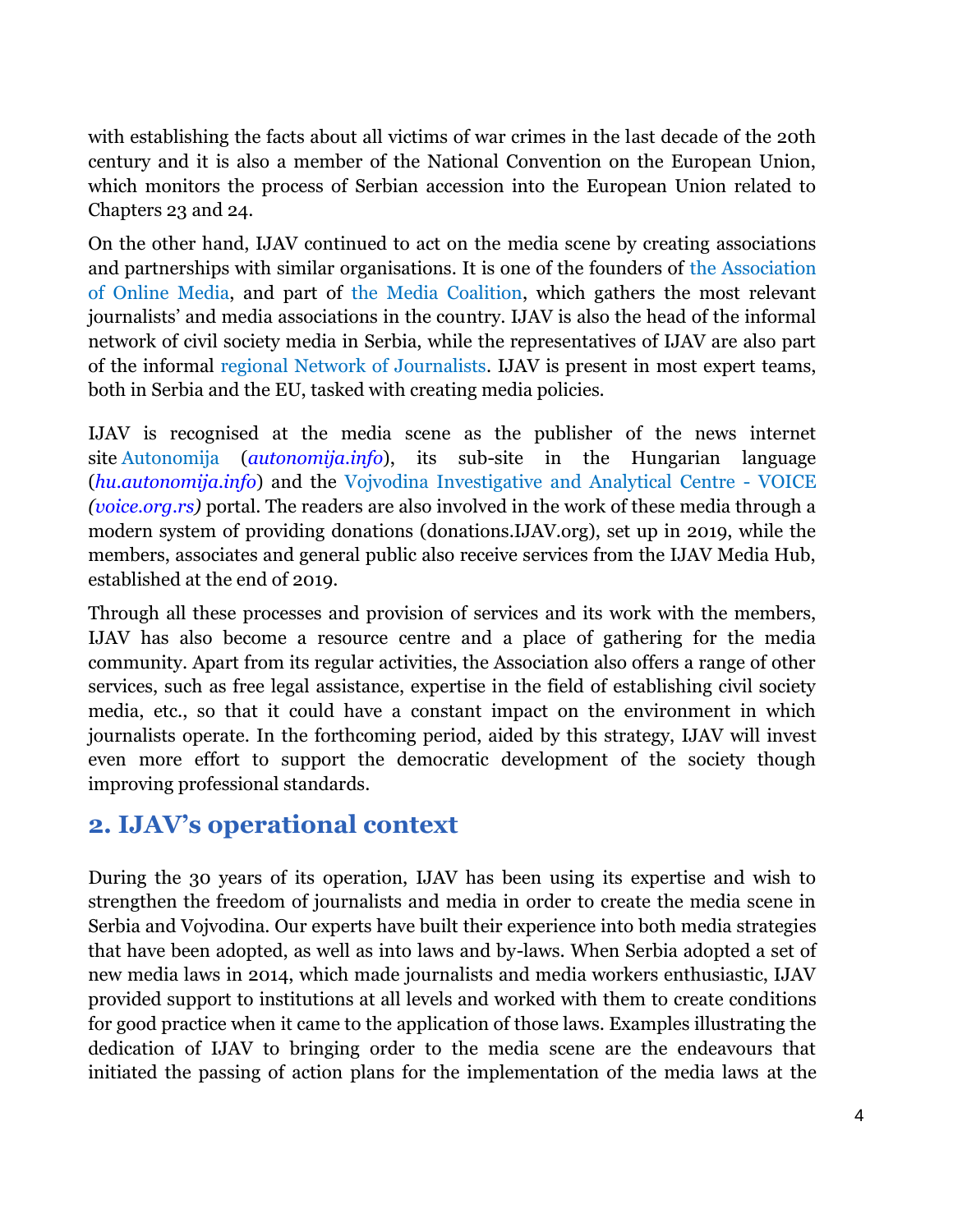with establishing the facts about all victims of war crimes in the last decade of the 20th century and it is also a member of the National Convention on the European Union, which monitors the process of Serbian accession into the European Union related to Chapters 23 and 24.

On the other hand, IJAV continued to act on the media scene by creating associations and partnerships with similar organisations. It is one of the founders of the Association of Online Media, and part of the Media Coalition, which gathers the most relevant journalists' and media associations in the country. IJAV is also the head of the informal network of civil society media in Serbia, while the representatives of IJAV are also part of the informal regional Network of Journalists. IJAV is present in most expert teams, both in Serbia and the EU, tasked with creating media policies.

IJAV is recognised at the media scene as the publisher of the news internet site Autonomija (*autonomija.info*), its sub-site in the Hungarian language (*hu.autonomija.info*) and the Vojvodina Investigative and Analytical Centre - VOICE *(voice.org.rs)* portal. The readers are also involved in the work of these media through a modern system of providing donations (donations.IJAV.org), set up in 2019, while the members, associates and general public also receive services from the IJAV Media Hub, established at the end of 2019.

Through all these processes and provision of services and its work with the members, IJAV has also become a resource centre and a place of gathering for the media community. Apart from its regular activities, the Association also offers a range of other services, such as free legal assistance, expertise in the field of establishing civil society media, etc., so that it could have a constant impact on the environment in which journalists operate. In the forthcoming period, aided by this strategy, IJAV will invest even more effort to support the democratic development of the society though improving professional standards.

## 2. IJAV's operational context

During the 30 years of its operation, IJAV has been using its expertise and wish to strengthen the freedom of journalists and media in order to create the media scene in Serbia and Vojvodina. Our experts have built their experience into both media strategies that have been adopted, as well as into laws and by-laws. When Serbia adopted a set of new media laws in 2014, which made journalists and media workers enthusiastic, IJAV provided support to institutions at all levels and worked with them to create conditions for good practice when it came to the application of those laws. Examples illustrating the dedication of IJAV to bringing order to the media scene are the endeavours that initiated the passing of action plans for the implementation of the media laws at the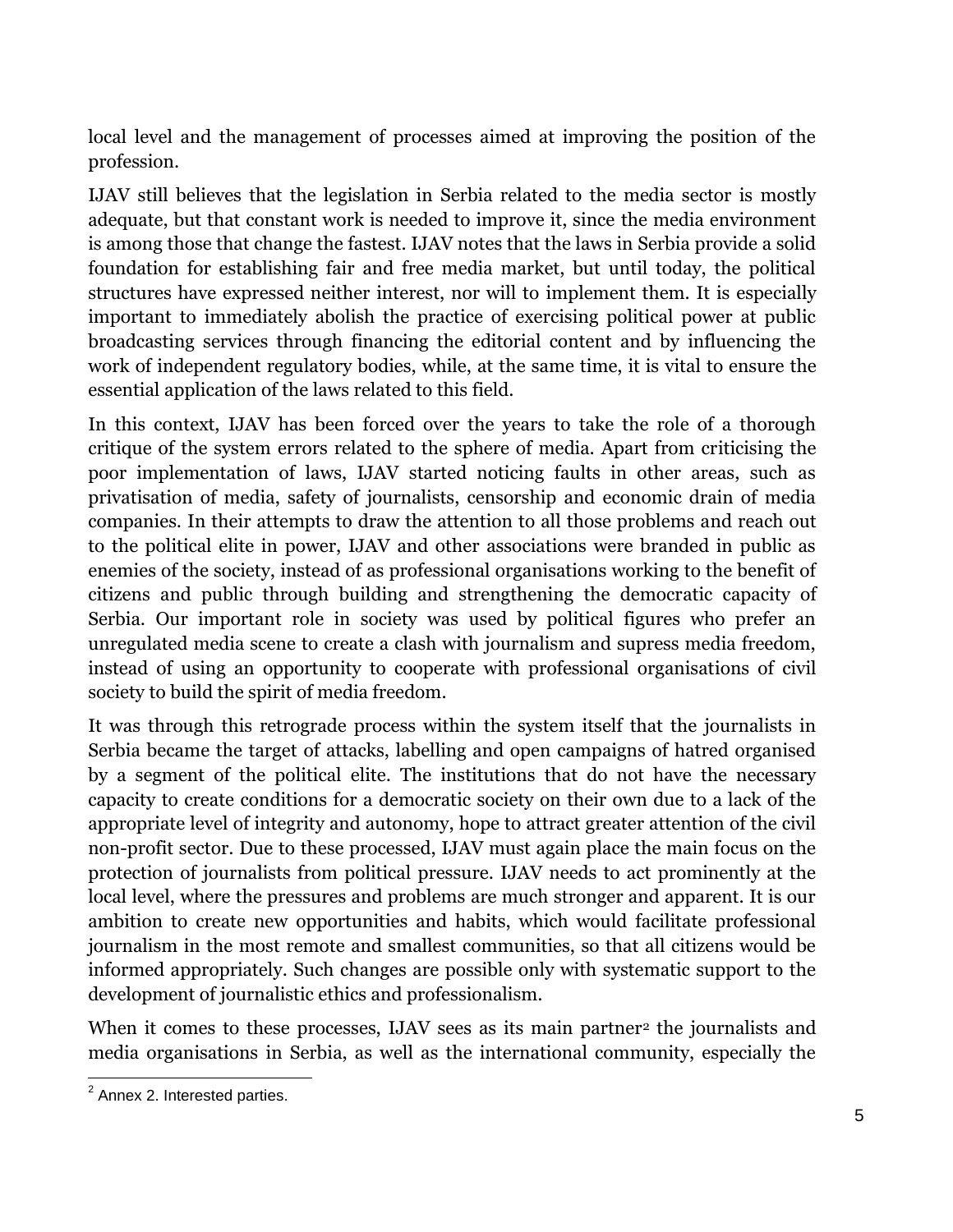local level and the management of processes aimed at improving the position of the profession.

IJAV still believes that the legislation in Serbia related to the media sector is mostly adequate, but that constant work is needed to improve it, since the media environment is among those that change the fastest. IJAV notes that the laws in Serbia provide a solid foundation for establishing fair and free media market, but until today, the political structures have expressed neither interest, nor will to implement them. It is especially important to immediately abolish the practice of exercising political power at public broadcasting services through financing the editorial content and by influencing the work of independent regulatory bodies, while, at the same time, it is vital to ensure the essential application of the laws related to this field.

In this context, IJAV has been forced over the years to take the role of a thorough critique of the system errors related to the sphere of media. Apart from criticising the poor implementation of laws, IJAV started noticing faults in other areas, such as privatisation of media, safety of journalists, censorship and economic drain of media companies. In their attempts to draw the attention to all those problems and reach out to the political elite in power, IJAV and other associations were branded in public as enemies of the society, instead of as professional organisations working to the benefit of citizens and public through building and strengthening the democratic capacity of Serbia. Our important role in society was used by political figures who prefer an unregulated media scene to create a clash with journalism and supress media freedom, instead of using an opportunity to cooperate with professional organisations of civil society to build the spirit of media freedom.

It was through this retrograde process within the system itself that the journalists in Serbia became the target of attacks, labelling and open campaigns of hatred organised by a segment of the political elite. The institutions that do not have the necessary capacity to create conditions for a democratic society on their own due to a lack of the appropriate level of integrity and autonomy, hope to attract greater attention of the civil non-profit sector. Due to these processed, IJAV must again place the main focus on the protection of journalists from political pressure. IJAV needs to act prominently at the local level, where the pressures and problems are much stronger and apparent. It is our ambition to create new opportunities and habits, which would facilitate professional journalism in the most remote and smallest communities, so that all citizens would be informed appropriately. Such changes are possible only with systematic support to the development of journalistic ethics and professionalism.

When it comes to these processes, IJAV sees as its main partner[2] the journalists and media organisations in Serbia, as well as the international community, especially the

[2] Annex 2. Interested parties.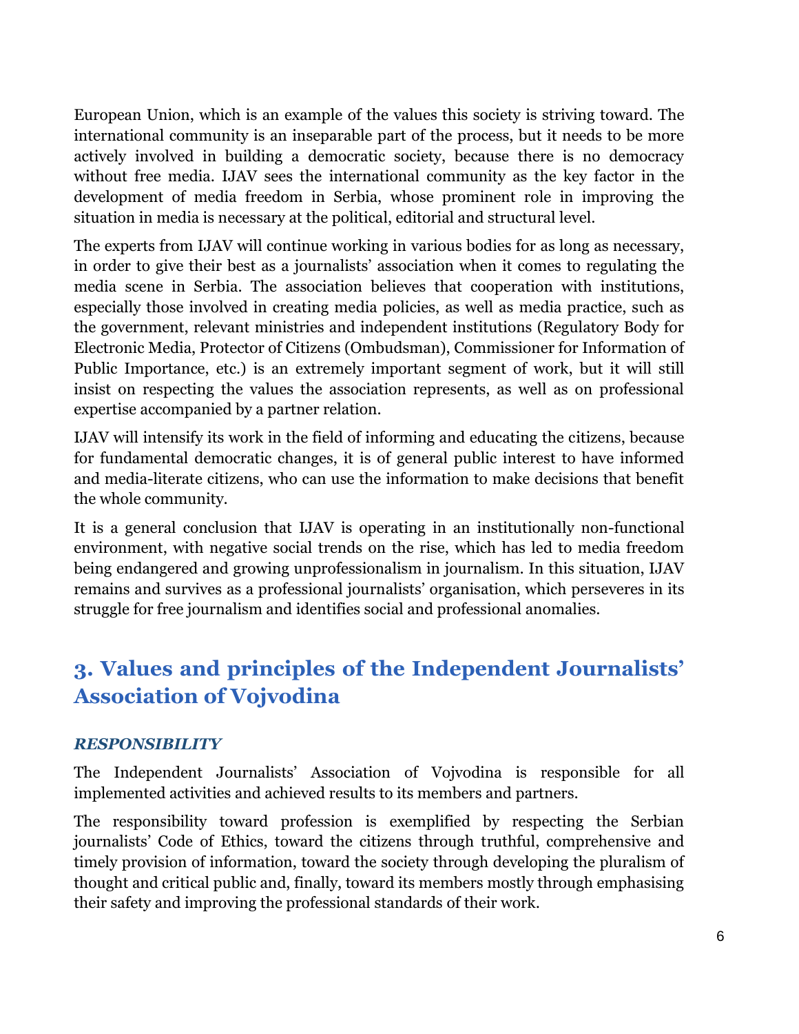European Union, which is an example of the values this society is striving toward. The international community is an inseparable part of the process, but it needs to be more actively involved in building a democratic society, because there is no democracy without free media. IJAV sees the international community as the key factor in the development of media freedom in Serbia, whose prominent role in improving the situation in media is necessary at the political, editorial and structural level.

The experts from IJAV will continue working in various bodies for as long as necessary, in order to give their best as a journalists' association when it comes to regulating the media scene in Serbia. The association believes that cooperation with institutions, especially those involved in creating media policies, as well as media practice, such as the government, relevant ministries and independent institutions (Regulatory Body for Electronic Media, Protector of Citizens (Ombudsman), Commissioner for Information of Public Importance, etc.) is an extremely important segment of work, but it will still insist on respecting the values the association represents, as well as on professional expertise accompanied by a partner relation.

IJAV will intensify its work in the field of informing and educating the citizens, because for fundamental democratic changes, it is of general public interest to have informed and media-literate citizens, who can use the information to make decisions that benefit the whole community.

It is a general conclusion that IJAV is operating in an institutionally non-functional environment, with negative social trends on the rise, which has led to media freedom being endangered and growing unprofessionalism in journalism. In this situation, IJAV remains and survives as a professional journalists' organisation, which perseveres in its struggle for free journalism and identifies social and professional anomalies.

## 3. Values and principles of the Independent Journalists' Association of Vojvodina

### *RESPONSIBILITY*

The Independent Journalists' Association of Vojvodina is responsible for all implemented activities and achieved results to its members and partners.

The responsibility toward profession is exemplified by respecting the Serbian journalists' Code of Ethics, toward the citizens through truthful, comprehensive and timely provision of information, toward the society through developing the pluralism of thought and critical public and, finally, toward its members mostly through emphasising their safety and improving the professional standards of their work.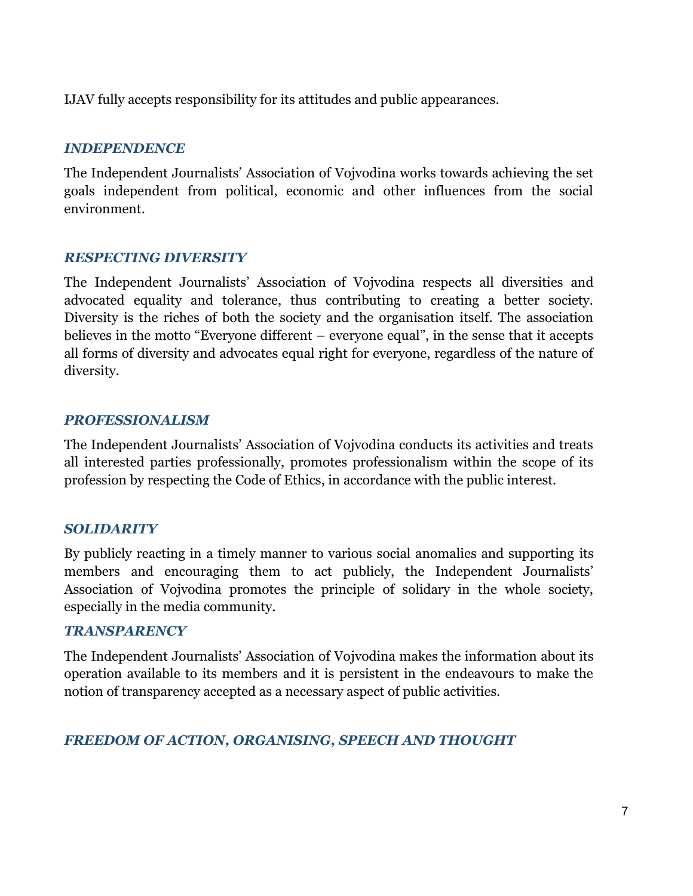IJAV fully accepts responsibility for its attitudes and public appearances.

### *INDEPENDENCE*

The Independent Journalists' Association of Vojvodina works towards achieving the set goals independent from political, economic and other influences from the social environment.

### *RESPECTING DIVERSITY*

The Independent Journalists' Association of Vojvodina respects all diversities and advocated equality and tolerance, thus contributing to creating a better society. Diversity is the riches of both the society and the organisation itself. The association believes in the motto "Everyone different – everyone equal", in the sense that it accepts all forms of diversity and advocates equal right for everyone, regardless of the nature of diversity.

### *PROFESSIONALISM*

The Independent Journalists' Association of Vojvodina conducts its activities and treats all interested parties professionally, promotes professionalism within the scope of its profession by respecting the Code of Ethics, in accordance with the public interest.

### *SOLIDARITY*

By publicly reacting in a timely manner to various social anomalies and supporting its members and encouraging them to act publicly, the Independent Journalists' Association of Vojvodina promotes the principle of solidary in the whole society, especially in the media community.

### *TRANSPARENCY*

The Independent Journalists' Association of Vojvodina makes the information about its operation available to its members and it is persistent in the endeavours to make the notion of transparency accepted as a necessary aspect of public activities.

### *FREEDOM OF ACTION, ORGANISING, SPEECH AND THOUGHT*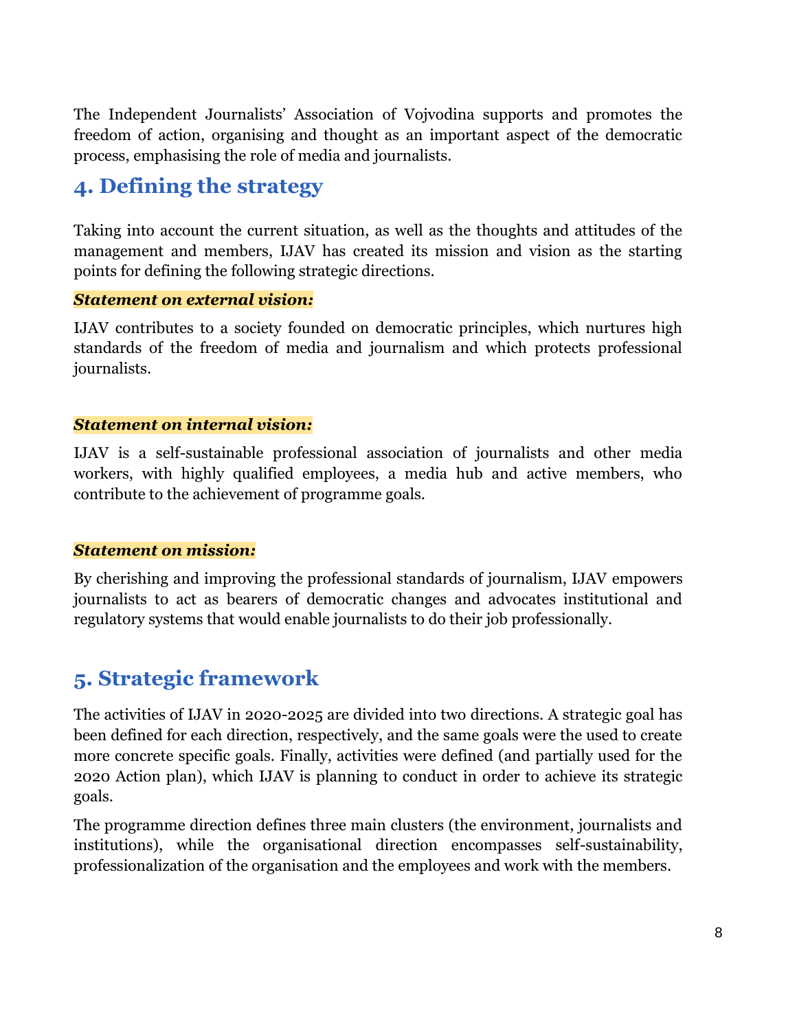The Independent Journalists' Association of Vojvodina supports and promotes the freedom of action, organising and thought as an important aspect of the democratic process, emphasising the role of media and journalists.

## 4. Defining the strategy

Taking into account the current situation, as well as the thoughts and attitudes of the management and members, IJAV has created its mission and vision as the starting points for defining the following strategic directions.

***Statement on external vision:***

IJAV contributes to a society founded on democratic principles, which nurtures high standards of the freedom of media and journalism and which protects professional journalists.

***Statement on internal vision:***

IJAV is a self-sustainable professional association of journalists and other media workers, with highly qualified employees, a media hub and active members, who contribute to the achievement of programme goals.

***Statement on mission:***

By cherishing and improving the professional standards of journalism, IJAV empowers journalists to act as bearers of democratic changes and advocates institutional and regulatory systems that would enable journalists to do their job professionally.

## 5. Strategic framework

The activities of IJAV in 2020-2025 are divided into two directions. A strategic goal has been defined for each direction, respectively, and the same goals were the used to create more concrete specific goals. Finally, activities were defined (and partially used for the 2020 Action plan), which IJAV is planning to conduct in order to achieve its strategic goals.

The programme direction defines three main clusters (the environment, journalists and institutions), while the organisational direction encompasses self-sustainability, professionalization of the organisation and the employees and work with the members.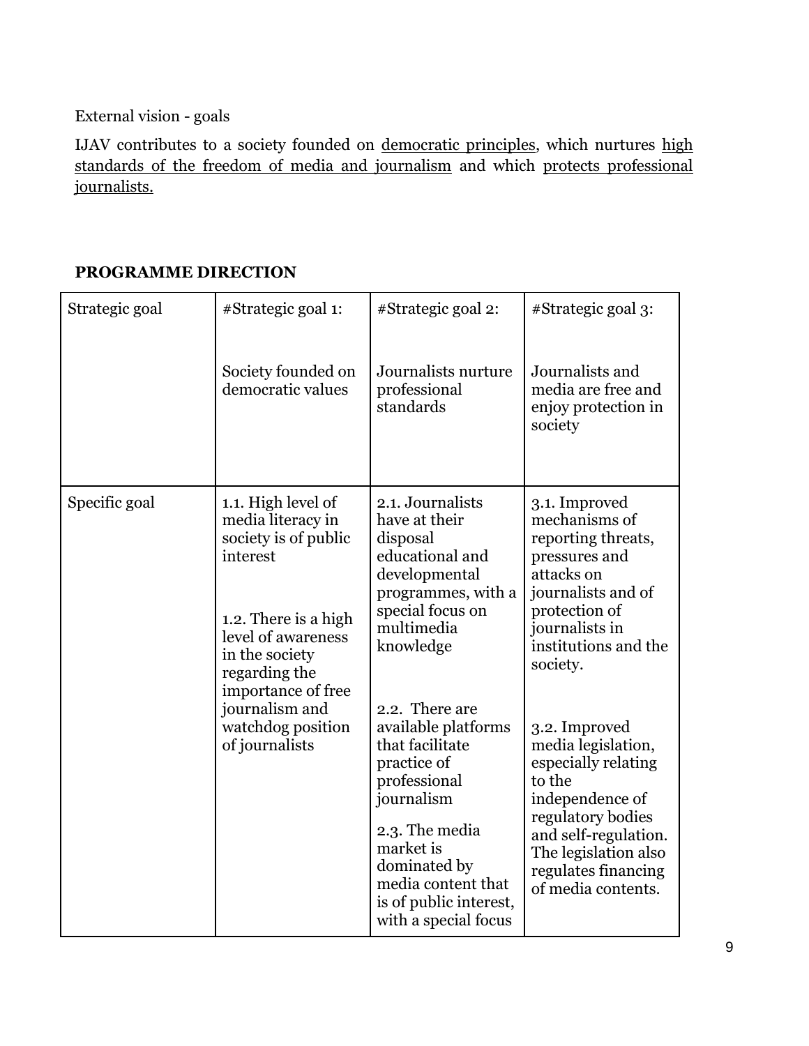External vision - goals

IJAV contributes to a society founded on <u>democratic principles</u>, which nurtures <u>high standards of the freedom of media and journalism</u> and which <u>protects professional journalists.</u>

**PROGRAMME DIRECTION**

| Strategic goal | #Strategic goal 1:<br><br>Society founded on democratic values | #Strategic goal 2:<br><br>Journalists nurture professional standards | #Strategic goal 3:<br><br>Journalists and media are free and enjoy protection in society |
|---|---|---|---|
| Specific goal | 1.1. High level of media literacy in society is of public interest<br><br>1.2. There is a high level of awareness in the society regarding the importance of free journalism and watchdog position of journalists | 2.1. Journalists have at their disposal educational and developmental programmes, with a special focus on multimedia knowledge<br><br>2.2. There are available platforms that facilitate practice of professional journalism<br><br>2.3. The media market is dominated by media content that is of public interest, with a special focus | 3.1. Improved mechanisms of reporting threats, pressures and attacks on journalists and of protection of journalists in institutions and the society.<br><br>3.2. Improved media legislation, especially relating to the independence of regulatory bodies and self-regulation. The legislation also regulates financing of media contents. |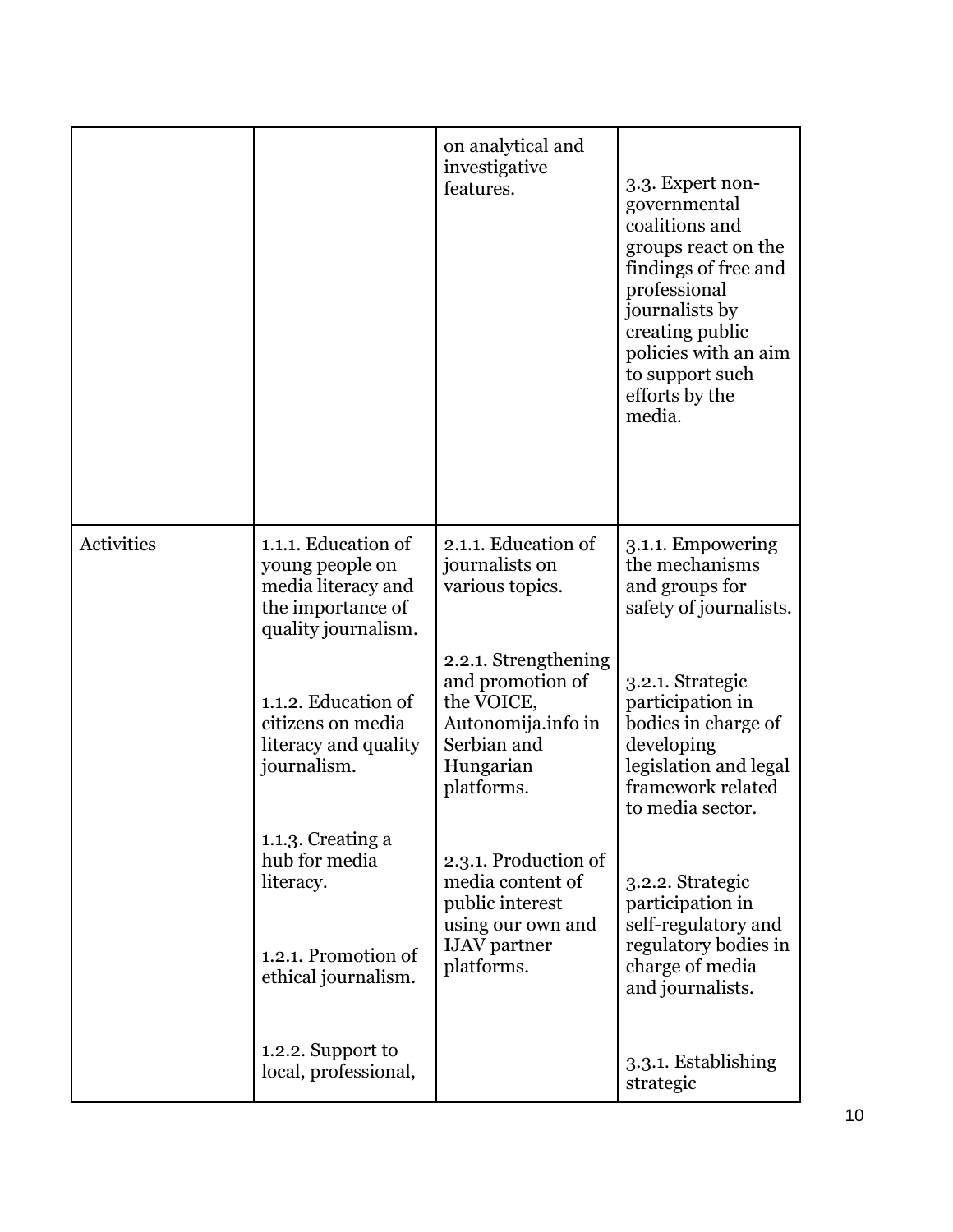| | | | |
|---|---|---|---|
| | | on analytical and investigative features. | 3.3. Expert non-governmental coalitions and groups react on the findings of free and professional journalists by creating public policies with an aim to support such efforts by the media. |
| Activities | 1.1.1. Education of young people on media literacy and the importance of quality journalism.<br><br>1.1.2. Education of citizens on media literacy and quality journalism.<br><br>1.1.3. Creating a hub for media literacy.<br><br>1.2.1. Promotion of ethical journalism.<br><br>1.2.2. Support to local, professional, | 2.1.1. Education of journalists on various topics.<br><br>2.2.1. Strengthening and promotion of the VOICE, Autonomija.info in Serbian and Hungarian platforms.<br><br>2.3.1. Production of media content of public interest using our own and IJAV partner platforms. | 3.1.1. Empowering the mechanisms and groups for safety of journalists.<br><br>3.2.1. Strategic participation in bodies in charge of developing legislation and legal framework related to media sector.<br><br>3.2.2. Strategic participation in self-regulatory and regulatory bodies in charge of media and journalists.<br><br>3.3.1. Establishing strategic |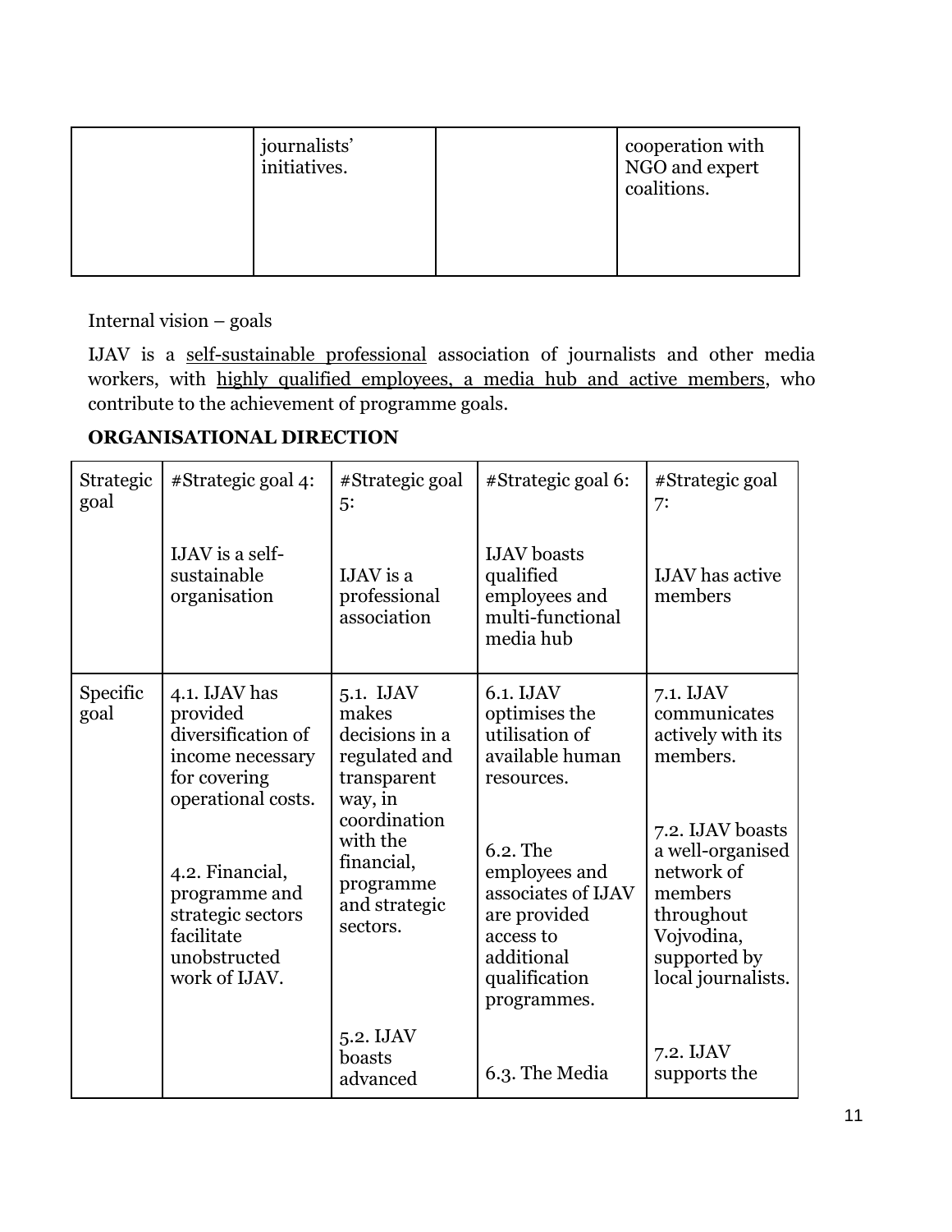| | journalists' initiatives. | | cooperation with NGO and expert coalitions. |
|---|---|---|---|

Internal vision – goals

IJAV is a <u>self-sustainable professional</u> association of journalists and other media workers, with <u>highly qualified employees, a media hub and active members</u>, who contribute to the achievement of programme goals.

**ORGANISATIONAL DIRECTION**

| Strategic goal | #Strategic goal 4:<br><br>IJAV is a self-sustainable organisation | #Strategic goal 5:<br><br>IJAV is a professional association | #Strategic goal 6:<br><br>IJAV boasts qualified employees and multi-functional media hub | #Strategic goal 7:<br><br>IJAV has active members |
|---|---|---|---|---|
| Specific goal | 4.1. IJAV has provided diversification of income necessary for covering operational costs.<br><br>4.2. Financial, programme and strategic sectors facilitate unobstructed work of IJAV. | 5.1. IJAV makes decisions in a regulated and transparent way, in coordination with the financial, programme and strategic sectors.<br><br>5.2. IJAV boasts advanced | 6.1. IJAV optimises the utilisation of available human resources.<br><br>6.2. The employees and associates of IJAV are provided access to additional qualification programmes.<br><br>6.3. The Media | 7.1. IJAV communicates actively with its members.<br><br>7.2. IJAV boasts a well-organised network of members throughout Vojvodina, supported by local journalists.<br><br>7.2. IJAV supports the |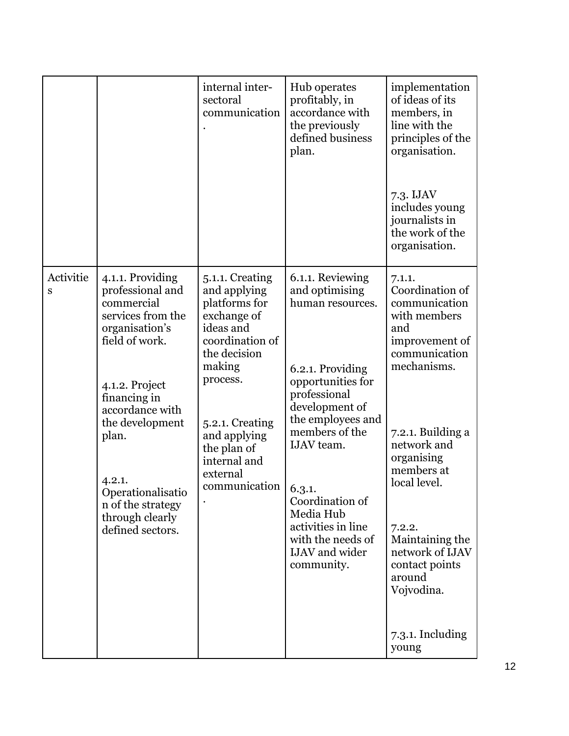| | | | | |
|---|---|---|---|---|
| | | internal inter-sectoral communication. | Hub operates profitably, in accordance with the previously defined business plan. | implementation of ideas of its members, in line with the principles of the organisation.<br><br>7.3. IJAV includes young journalists in the work of the organisation. |
| Activities | 4.1.1. Providing professional and commercial services from the organisation's field of work.<br><br>4.1.2. Project financing in accordance with the development plan.<br><br>4.2.1. Operationalisation of the strategy through clearly defined sectors. | 5.1.1. Creating and applying platforms for exchange of ideas and coordination of the decision making process.<br><br>5.2.1. Creating and applying the plan of internal and external communication. | 6.1.1. Reviewing and optimising human resources.<br><br>6.2.1. Providing opportunities for professional development of the employees and members of the IJAV team.<br><br>6.3.1. Coordination of Media Hub activities in line with the needs of IJAV and wider community. | 7.1.1. Coordination of communication with members and improvement of communication mechanisms.<br><br>7.2.1. Building a network and organising members at local level.<br><br>7.2.2. Maintaining the network of IJAV contact points around Vojvodina.<br><br>7.3.1. Including young |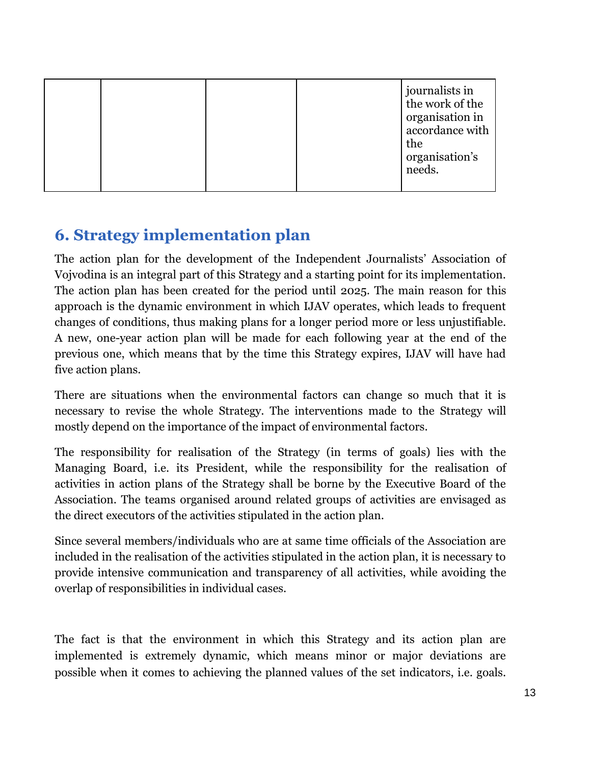| | | | | journalists in the work of the organisation in accordance with the organisation's needs. |
|---|---|---|---|---|

## 6. Strategy implementation plan

The action plan for the development of the Independent Journalists' Association of Vojvodina is an integral part of this Strategy and a starting point for its implementation. The action plan has been created for the period until 2025. The main reason for this approach is the dynamic environment in which IJAV operates, which leads to frequent changes of conditions, thus making plans for a longer period more or less unjustifiable. A new, one-year action plan will be made for each following year at the end of the previous one, which means that by the time this Strategy expires, IJAV will have had five action plans.

There are situations when the environmental factors can change so much that it is necessary to revise the whole Strategy. The interventions made to the Strategy will mostly depend on the importance of the impact of environmental factors.

The responsibility for realisation of the Strategy (in terms of goals) lies with the Managing Board, i.e. its President, while the responsibility for the realisation of activities in action plans of the Strategy shall be borne by the Executive Board of the Association. The teams organised around related groups of activities are envisaged as the direct executors of the activities stipulated in the action plan.

Since several members/individuals who are at same time officials of the Association are included in the realisation of the activities stipulated in the action plan, it is necessary to provide intensive communication and transparency of all activities, while avoiding the overlap of responsibilities in individual cases.

The fact is that the environment in which this Strategy and its action plan are implemented is extremely dynamic, which means minor or major deviations are possible when it comes to achieving the planned values of the set indicators, i.e. goals.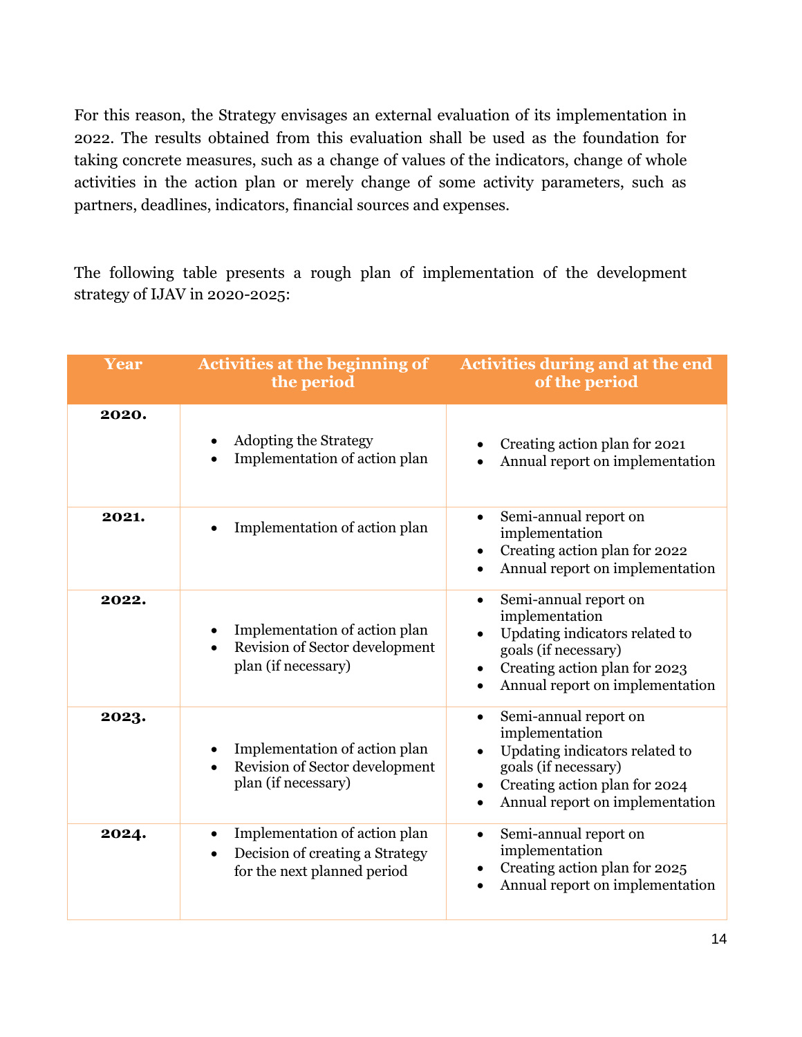For this reason, the Strategy envisages an external evaluation of its implementation in 2022. The results obtained from this evaluation shall be used as the foundation for taking concrete measures, such as a change of values of the indicators, change of whole activities in the action plan or merely change of some activity parameters, such as partners, deadlines, indicators, financial sources and expenses.

The following table presents a rough plan of implementation of the development strategy of IJAV in 2020-2025:

| Year | Activities at the beginning of the period | Activities during and at the end of the period |
|---|---|---|
| **2020.** | • Adopting the Strategy<br>• Implementation of action plan | • Creating action plan for 2021<br>• Annual report on implementation |
| **2021.** | • Implementation of action plan | • Semi-annual report on implementation<br>• Creating action plan for 2022<br>• Annual report on implementation |
| **2022.** | • Implementation of action plan<br>• Revision of Sector development plan (if necessary) | • Semi-annual report on implementation<br>• Updating indicators related to goals (if necessary)<br>• Creating action plan for 2023<br>• Annual report on implementation |
| **2023.** | • Implementation of action plan<br>• Revision of Sector development plan (if necessary) | • Semi-annual report on implementation<br>• Updating indicators related to goals (if necessary)<br>• Creating action plan for 2024<br>• Annual report on implementation |
| **2024.** | • Implementation of action plan<br>• Decision of creating a Strategy for the next planned period | • Semi-annual report on implementation<br>• Creating action plan for 2025<br>• Annual report on implementation |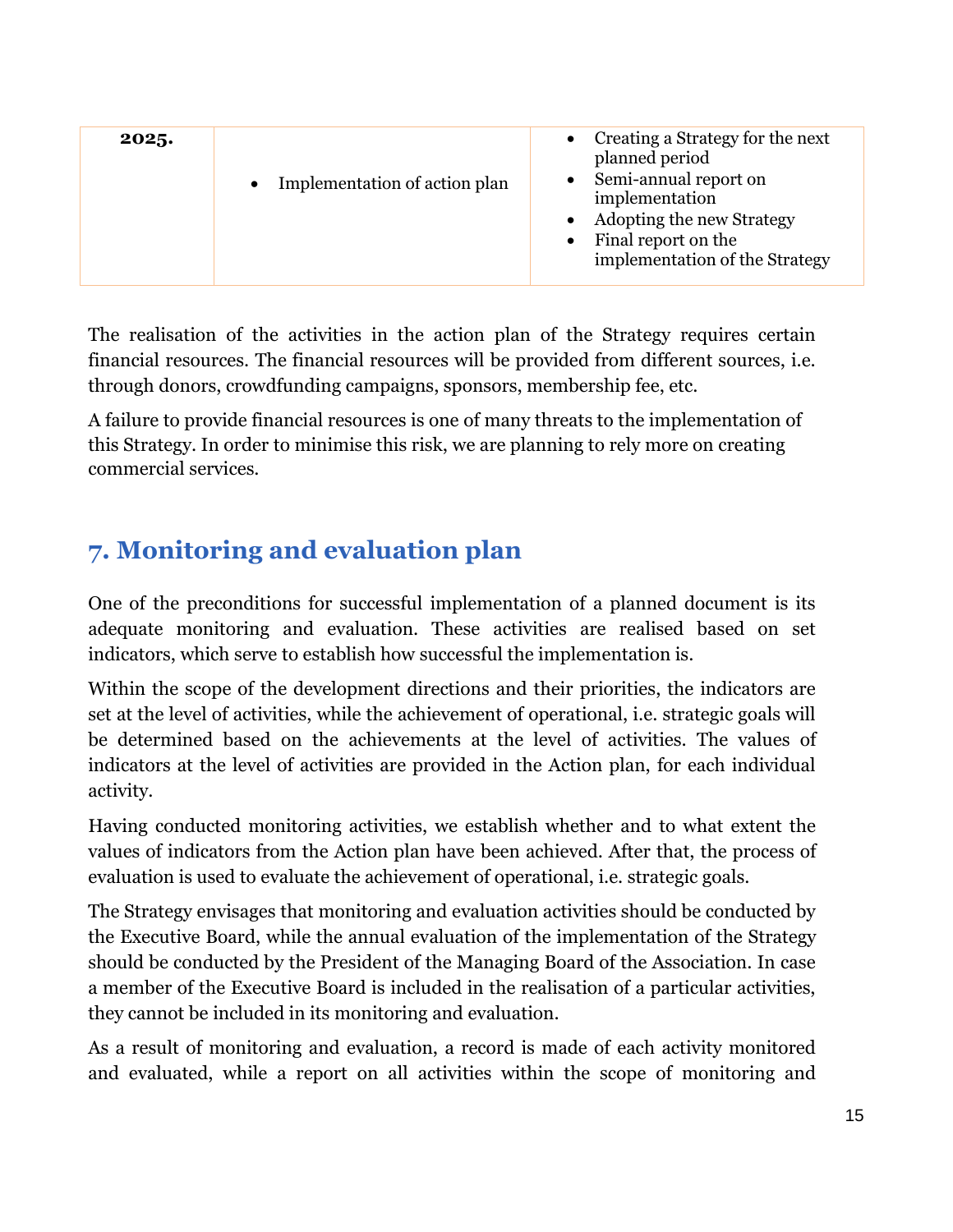| 2025. | • Implementation of action plan | • Creating a Strategy for the next planned period<br>• Semi-annual report on implementation<br>• Adopting the new Strategy<br>• Final report on the implementation of the Strategy |
|---|---|---|

The realisation of the activities in the action plan of the Strategy requires certain financial resources. The financial resources will be provided from different sources, i.e. through donors, crowdfunding campaigns, sponsors, membership fee, etc.

A failure to provide financial resources is one of many threats to the implementation of this Strategy. In order to minimise this risk, we are planning to rely more on creating commercial services.

## 7. Monitoring and evaluation plan

One of the preconditions for successful implementation of a planned document is its adequate monitoring and evaluation. These activities are realised based on set indicators, which serve to establish how successful the implementation is.

Within the scope of the development directions and their priorities, the indicators are set at the level of activities, while the achievement of operational, i.e. strategic goals will be determined based on the achievements at the level of activities. The values of indicators at the level of activities are provided in the Action plan, for each individual activity.

Having conducted monitoring activities, we establish whether and to what extent the values of indicators from the Action plan have been achieved. After that, the process of evaluation is used to evaluate the achievement of operational, i.e. strategic goals.

The Strategy envisages that monitoring and evaluation activities should be conducted by the Executive Board, while the annual evaluation of the implementation of the Strategy should be conducted by the President of the Managing Board of the Association. In case a member of the Executive Board is included in the realisation of a particular activities, they cannot be included in its monitoring and evaluation.

As a result of monitoring and evaluation, a record is made of each activity monitored and evaluated, while a report on all activities within the scope of monitoring and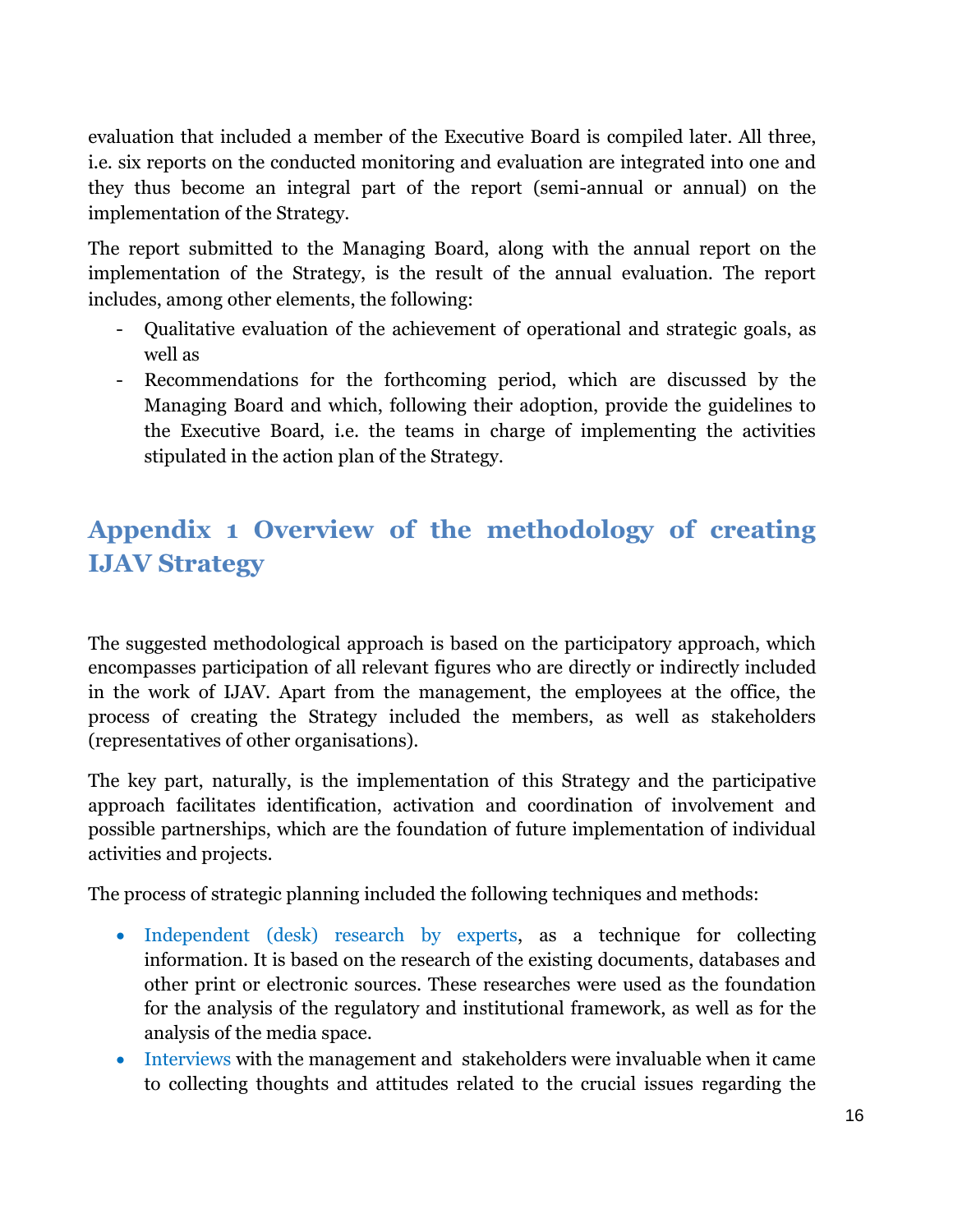evaluation that included a member of the Executive Board is compiled later. All three, i.e. six reports on the conducted monitoring and evaluation are integrated into one and they thus become an integral part of the report (semi-annual or annual) on the implementation of the Strategy.

The report submitted to the Managing Board, along with the annual report on the implementation of the Strategy, is the result of the annual evaluation. The report includes, among other elements, the following:

- Qualitative evaluation of the achievement of operational and strategic goals, as well as
- Recommendations for the forthcoming period, which are discussed by the Managing Board and which, following their adoption, provide the guidelines to the Executive Board, i.e. the teams in charge of implementing the activities stipulated in the action plan of the Strategy.

## Appendix 1 Overview of the methodology of creating IJAV Strategy

The suggested methodological approach is based on the participatory approach, which encompasses participation of all relevant figures who are directly or indirectly included in the work of IJAV. Apart from the management, the employees at the office, the process of creating the Strategy included the members, as well as stakeholders (representatives of other organisations).

The key part, naturally, is the implementation of this Strategy and the participative approach facilitates identification, activation and coordination of involvement and possible partnerships, which are the foundation of future implementation of individual activities and projects.

The process of strategic planning included the following techniques and methods:

- Independent (desk) research by experts, as a technique for collecting information. It is based on the research of the existing documents, databases and other print or electronic sources. These researches were used as the foundation for the analysis of the regulatory and institutional framework, as well as for the analysis of the media space.
- Interviews with the management and stakeholders were invaluable when it came to collecting thoughts and attitudes related to the crucial issues regarding the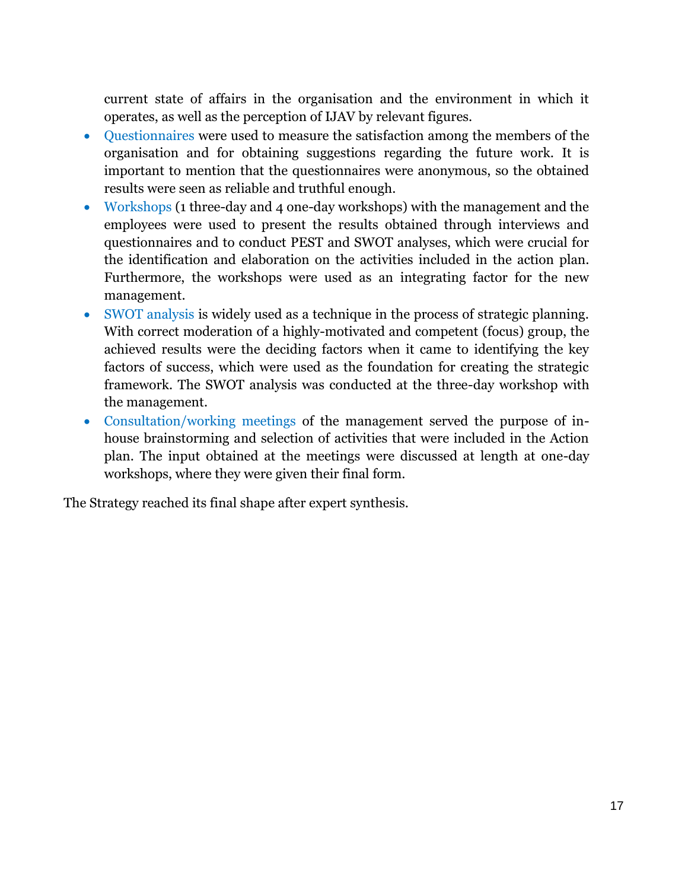current state of affairs in the organisation and the environment in which it operates, as well as the perception of IJAV by relevant figures.

- Questionnaires were used to measure the satisfaction among the members of the organisation and for obtaining suggestions regarding the future work. It is important to mention that the questionnaires were anonymous, so the obtained results were seen as reliable and truthful enough.
- Workshops (1 three-day and 4 one-day workshops) with the management and the employees were used to present the results obtained through interviews and questionnaires and to conduct PEST and SWOT analyses, which were crucial for the identification and elaboration on the activities included in the action plan. Furthermore, the workshops were used as an integrating factor for the new management.
- SWOT analysis is widely used as a technique in the process of strategic planning. With correct moderation of a highly-motivated and competent (focus) group, the achieved results were the deciding factors when it came to identifying the key factors of success, which were used as the foundation for creating the strategic framework. The SWOT analysis was conducted at the three-day workshop with the management.
- Consultation/working meetings of the management served the purpose of in-house brainstorming and selection of activities that were included in the Action plan. The input obtained at the meetings were discussed at length at one-day workshops, where they were given their final form.

The Strategy reached its final shape after expert synthesis.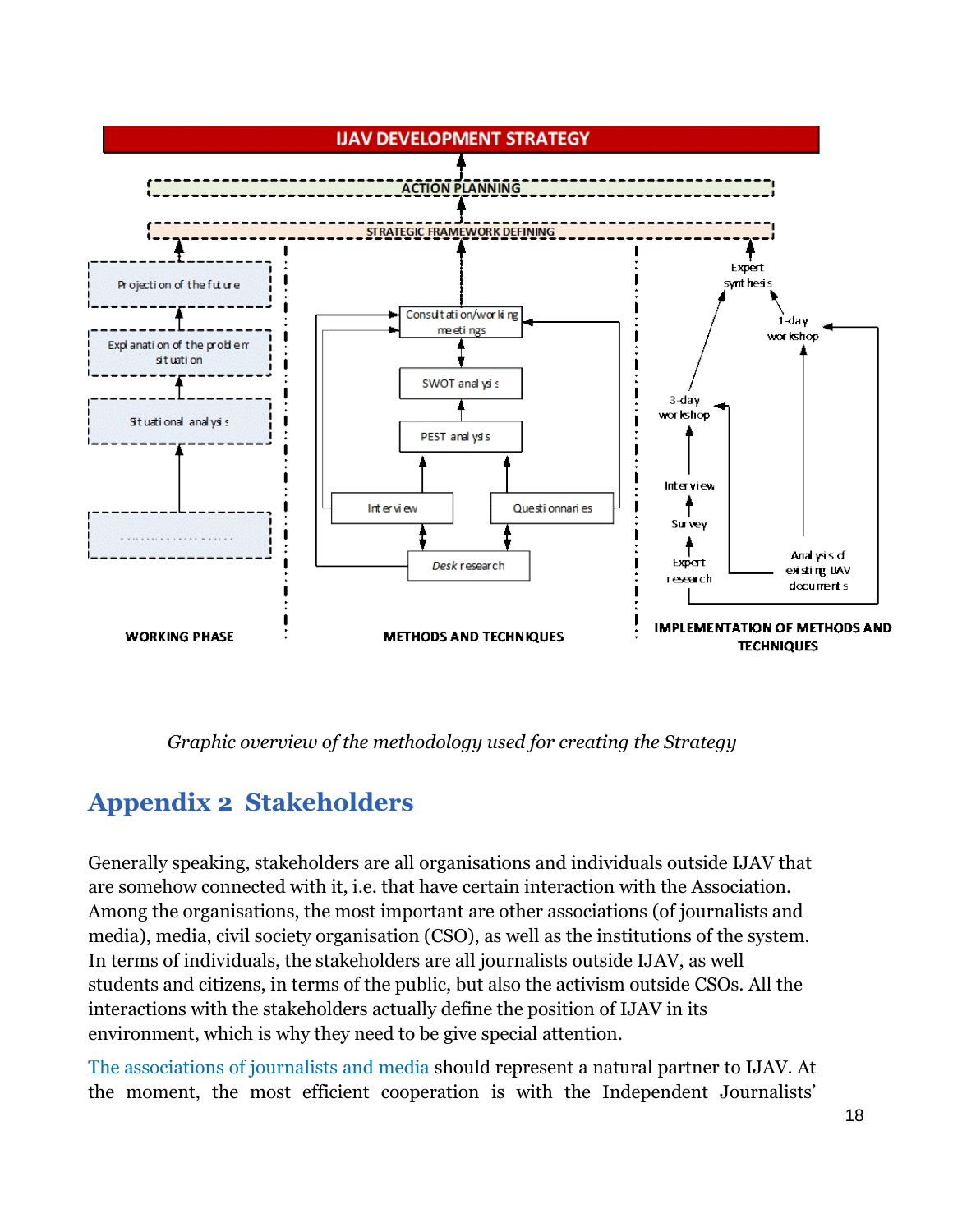IJAV DEVELOPMENT STRATEGY

ACTION PLANNING

STRATEGIC FRAMEWORK DEFINING

| WORKING PHASE | METHODS AND TECHNIQUES | IMPLEMENTATION OF METHODS AND TECHNIQUES |
| --- | --- | --- |
| Projection of the future | Consultation/working meetings | Expert synthesis |
| Explanation of the problem situation | SWOT analysis | 1-day workshop |
| Situational analysis | PEST analysis | 3-day workshop |
| .................... | Interview | Interview |
| | Questionnaires | Survey |
| | *Desk* research | Expert research |
| | | Analysis of existing IJAV documents |

*Graphic overview of the methodology used for creating the Strategy*

## Appendix 2 Stakeholders

Generally speaking, stakeholders are all organisations and individuals outside IJAV that are somehow connected with it, i.e. that have certain interaction with the Association. Among the organisations, the most important are other associations (of journalists and media), media, civil society organisation (CSO), as well as the institutions of the system. In terms of individuals, the stakeholders are all journalists outside IJAV, as well students and citizens, in terms of the public, but also the activism outside CSOs. All the interactions with the stakeholders actually define the position of IJAV in its environment, which is why they need to be give special attention.

The associations of journalists and media should represent a natural partner to IJAV. At the moment, the most efficient cooperation is with the Independent Journalists'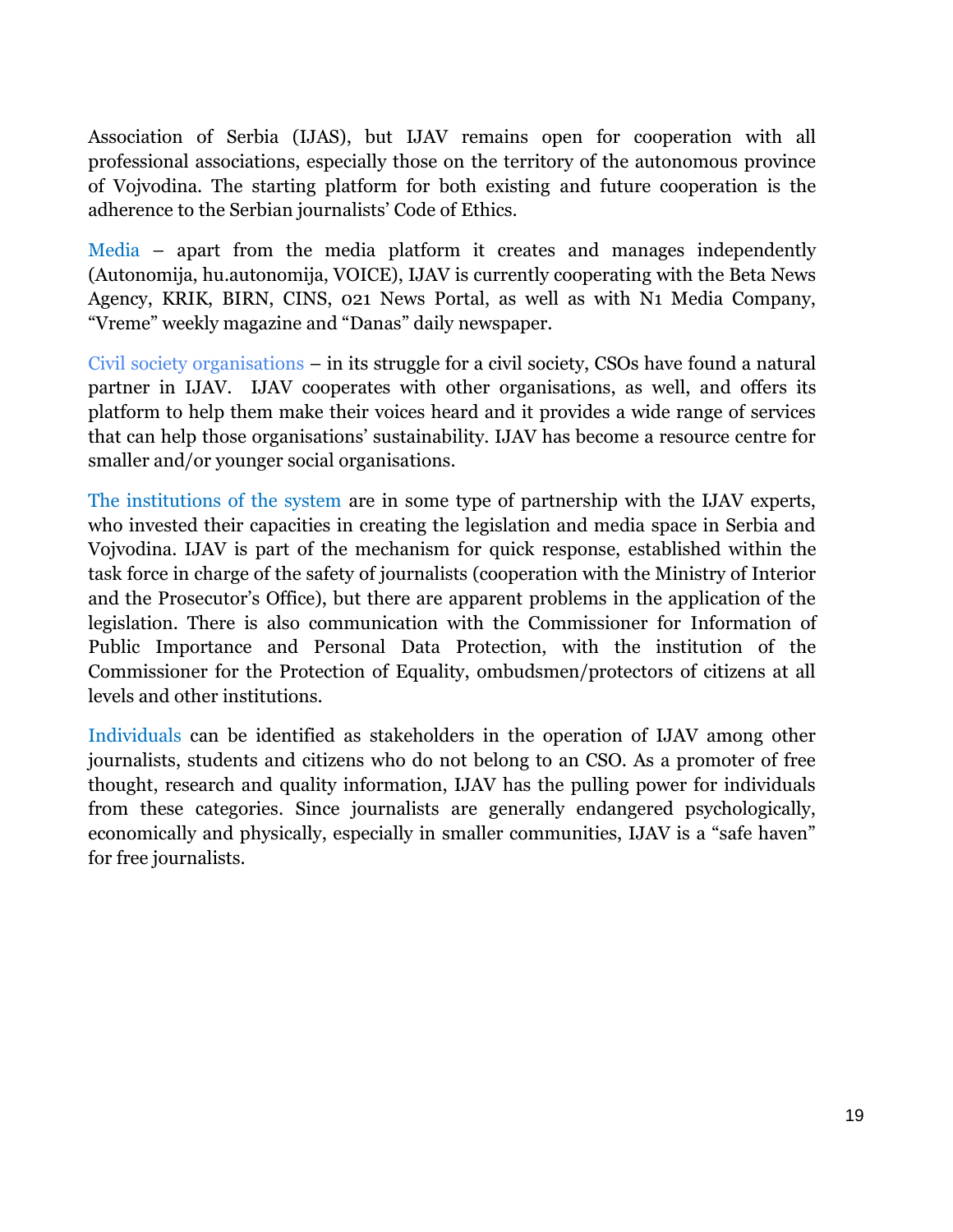Association of Serbia (IJAS), but IJAV remains open for cooperation with all professional associations, especially those on the territory of the autonomous province of Vojvodina. The starting platform for both existing and future cooperation is the adherence to the Serbian journalists' Code of Ethics.

Media – apart from the media platform it creates and manages independently (Autonomija, hu.autonomija, VOICE), IJAV is currently cooperating with the Beta News Agency, KRIK, BIRN, CINS, 021 News Portal, as well as with N1 Media Company, "Vreme" weekly magazine and "Danas" daily newspaper.

Civil society organisations – in its struggle for a civil society, CSOs have found a natural partner in IJAV. IJAV cooperates with other organisations, as well, and offers its platform to help them make their voices heard and it provides a wide range of services that can help those organisations' sustainability. IJAV has become a resource centre for smaller and/or younger social organisations.

The institutions of the system are in some type of partnership with the IJAV experts, who invested their capacities in creating the legislation and media space in Serbia and Vojvodina. IJAV is part of the mechanism for quick response, established within the task force in charge of the safety of journalists (cooperation with the Ministry of Interior and the Prosecutor's Office), but there are apparent problems in the application of the legislation. There is also communication with the Commissioner for Information of Public Importance and Personal Data Protection, with the institution of the Commissioner for the Protection of Equality, ombudsmen/protectors of citizens at all levels and other institutions.

Individuals can be identified as stakeholders in the operation of IJAV among other journalists, students and citizens who do not belong to an CSO. As a promoter of free thought, research and quality information, IJAV has the pulling power for individuals from these categories. Since journalists are generally endangered psychologically, economically and physically, especially in smaller communities, IJAV is a "safe haven" for free journalists.